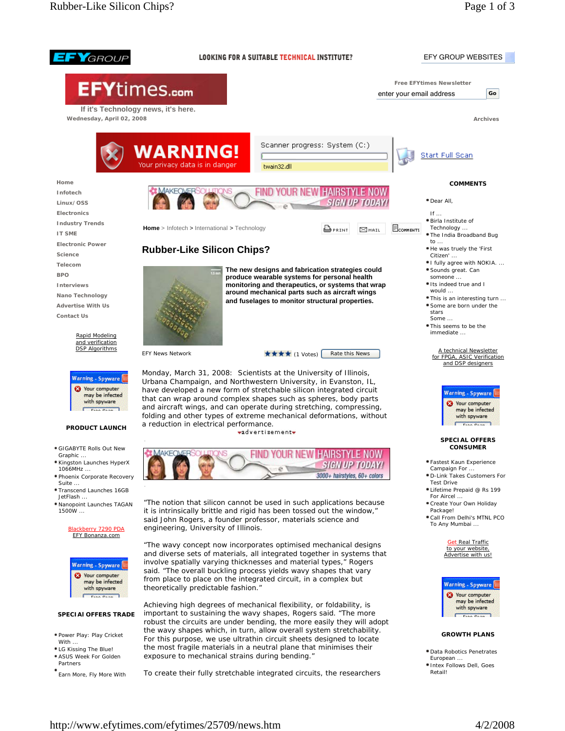EFYGROUP

LOOKING FOR A SUITABLE TECHNICAL INSTITUTE?

EFY GROUP WEBSITES

EFYtimes.com

If it's Technology news, it's here.

Wednesday, April 02, 2008

Free EFYtimes Newsletter

enter your email address Go

Archives

- Home
- Infotech
- Linux/ OSS
- Electronics
- Industry Trends
- IT SME
- Electronic Power
- Science
- Telecom
- BPO
- Interviews
- Nano Technology
- Advertise With Us
- Contact Us

Home > Infotech > International > Technology

PRINT MAIL COMMENTS

# Rubber-Like Silicon Chips?

**The new designs and fabrication strategies could produce wearable systems for personal health monitoring and therapeutics, or systems that wrap around mechanical parts such as aircraft wings and fuselages to monitor structural properties.**

EFY News Network

(1 Votes) Rate this News

Monday, March 31, 2008: Scientists at the University of Illinois, Urbana Champaign, and Northwestern University, in Evanston, IL, have developed a new form of stretchable silicon integrated circuit that can wrap around complex shapes such as spheres, body parts and aircraft wings, and can operate during stretching, compressing, folding and other types of extreme mechanical deformations, without a reduction in electrical performance.

"The notion that silicon cannot be used in such applications because it is intrinsically brittle and rigid has been tossed out the window," said John Rogers, a founder professor, materials science and engineering, University of Illinois.

"The wavy concept now incorporates optimised mechanical designs and diverse sets of materials, all integrated together in systems that involve spatially varying thicknesses and material types," Rogers said. "The overall buckling process yields wavy shapes that vary from place to place on the integrated circuit, in a complex but theoretically predictable fashion."

Achieving high degrees of mechanical flexibility, or foldability, is important to sustaining the wavy shapes, Rogers said. "The more robust the circuits are under bending, the more easily they will adopt the wavy shapes which, in turn, allow overall system stretchability. For this purpose, we use ultrathin circuit sheets designed to locate the most fragile materials in a neutral plane that minimises their exposure to mechanical strains during bending."

To create their fully stretchable integrated circuits, the researchers

## COMMENTS

- Dear All, If ...
- Birla Institute of Technology ...
- The India Broadband Bug to ...
- He was truely the 'First Citizen' ...
- I fully agree with NOKIA. ...
- Sounds great. Can someone ...
- Its indeed true and I would ...
- This is an interesting turn ...
- Some are born under the stars Some ...
- This seems to be the immediate ...

## PRODUCT LAUNCH

- GIGABYTE Rolls Out New Graphic ...
- Kingston Launches HyperX 1066MHz ...
- Phoenix Corporate Recovery Suite ...
- Transcend Launches 16GB JetFlash ...
- Nanopoint Launches TAGAN 1500W ...

## SPECIAL OFFERS TRADE

- Power Play: Play Cricket With ...
- LG Kissing The Blue!
- ASUS Week For Golden Partners
- Earn More, Fly More With

## SPECIAL OFFERS CONSUMER

- Fastest Kaun Experience Campaign For ...
- D-Link Takes Customers For Test Drive
- Lifetime Prepaid @ Rs 199 For Aircel ...
- Create Your Own Holiday Package!
- Call From Delhi's MTNL PCO To Any Mumbai ...

## GROWTH PLANS

- Data Robotics Penetrates European ...
- Intex Follows Dell, Goes Retail!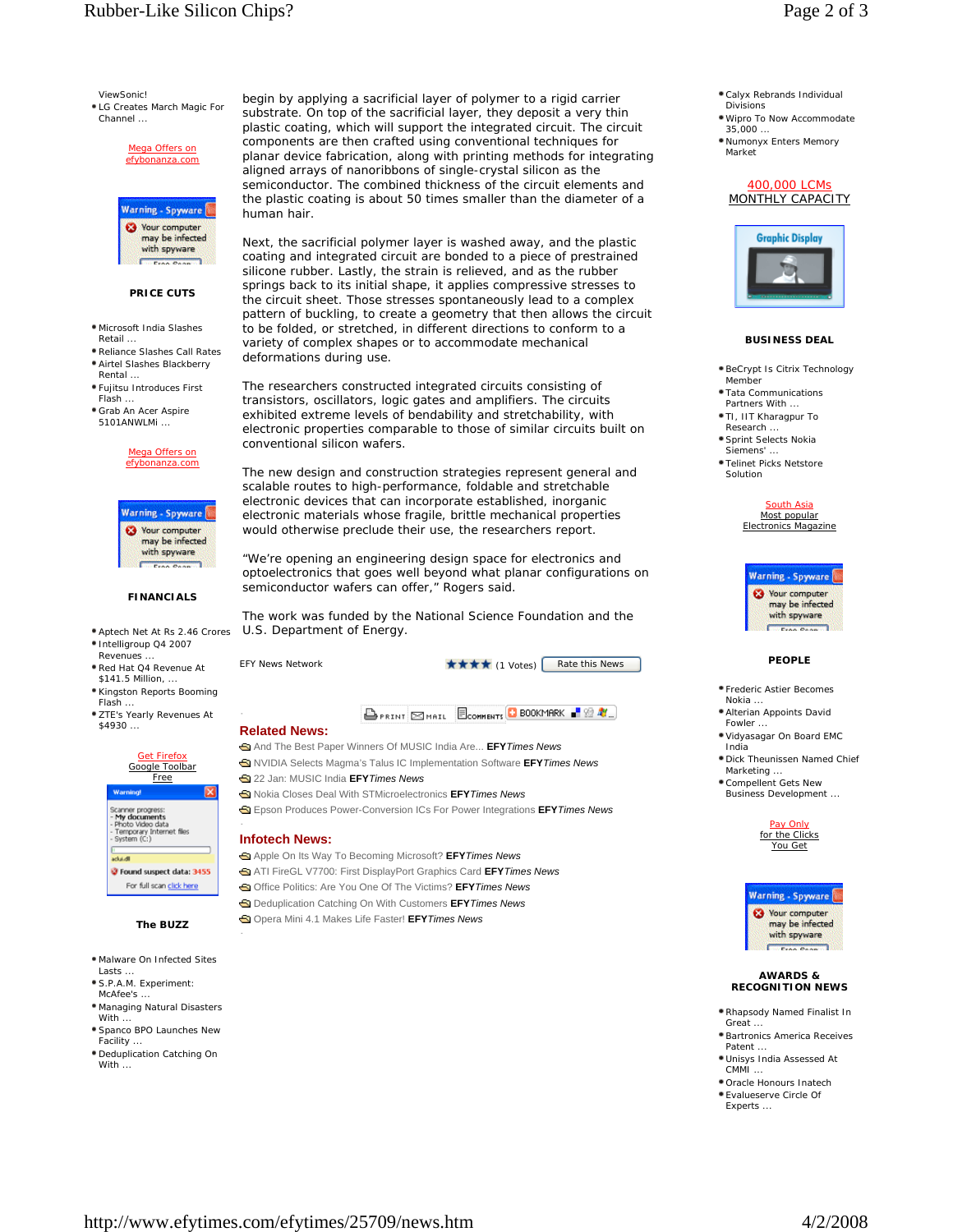ViewSonic!
- LG Creates March Magic For Channel ...

Mega Offers on efybonanza.com

**PRICE CUTS**

- Microsoft India Slashes Retail ...
- Reliance Slashes Call Rates
- Airtel Slashes Blackberry Rental ...
- Fujitsu Introduces First Flash ...
- Grab An Acer Aspire 5101ANWLMi ...

Mega Offers on efybonanza.com

**FINANCIALS**

- Aptech Net At Rs 2.46 Crores
- Intelligroup Q4 2007 Revenues ...
- Red Hat Q4 Revenue At $141.5 Million, ...
- Kingston Reports Booming Flash ...
- ZTE's Yearly Revenues At $4930 ...

Get Firefox
Google Toolbar
Free

**The BUZZ**

- Malware On Infected Sites Lasts ...
- S.P.A.M. Experiment: McAfee's ...
- Managing Natural Disasters With ...
- Spanco BPO Launches New Facility ...
- Deduplication Catching On With ...

begin by applying a sacrificial layer of polymer to a rigid carrier substrate. On top of the sacrificial layer, they deposit a very thin plastic coating, which will support the integrated circuit. The circuit components are then crafted using conventional techniques for planar device fabrication, along with printing methods for integrating aligned arrays of nanoribbons of single-crystal silicon as the semiconductor. The combined thickness of the circuit elements and the plastic coating is about 50 times smaller than the diameter of a human hair.

Next, the sacrificial polymer layer is washed away, and the plastic coating and integrated circuit are bonded to a piece of prestrained silicone rubber. Lastly, the strain is relieved, and as the rubber springs back to its initial shape, it applies compressive stresses to the circuit sheet. Those stresses spontaneously lead to a complex pattern of buckling, to create a geometry that then allows the circuit to be folded, or stretched, in different directions to conform to a variety of complex shapes or to accommodate mechanical deformations during use.

The researchers constructed integrated circuits consisting of transistors, oscillators, logic gates and amplifiers. The circuits exhibited extreme levels of bendability and stretchability, with electronic properties comparable to those of similar circuits built on conventional silicon wafers.

The new design and construction strategies represent general and scalable routes to high-performance, foldable and stretchable electronic devices that can incorporate established, inorganic electronic materials whose fragile, brittle mechanical properties would otherwise preclude their use, the researchers report.

"We're opening an engineering design space for electronics and optoelectronics that goes well beyond what planar configurations on semiconductor wafers can offer," Rogers said.

The work was funded by the National Science Foundation and the U.S. Department of Energy.

EFY News Network — ★★★★ (1 Votes) Rate this News

PRINT | MAIL | COMMENTS | BOOKMARK

## Related News:

- And The Best Paper Winners Of MUSIC India Are... **EFY***Times News*
- NVIDIA Selects Magma's Talus IC Implementation Software **EFY***Times News*
- 22 Jan: MUSIC India **EFY***Times News*
- Nokia Closes Deal With STMicroelectronics **EFY***Times News*
- Epson Produces Power-Conversion ICs For Power Integrations **EFY***Times News*

## Infotech News:

- Apple On Its Way To Becoming Microsoft? **EFY***Times News*
- ATI FireGL V7700: First DisplayPort Graphics Card **EFY***Times News*
- Office Politics: Are You One Of The Victims? **EFY***Times News*
- Deduplication Catching On With Customers **EFY***Times News*
- Opera Mini 4.1 Makes Life Faster! **EFY***Times News*

- Calyx Rebrands Individual Divisions
- Wipro To Now Accommodate 35,000 ...
- Numonyx Enters Memory Market

400,000 LCMs
MONTHLY CAPACITY

**BUSINESS DEAL**

- BeCrypt Is Citrix Technology Member
- Tata Communications Partners With ...
- TI, IIT Kharagpur To Research ...
- Sprint Selects Nokia Siemens' ...
- Telinet Picks Netstore Solution

South Asia
Most popular
Electronics Magazine

**PEOPLE**

- Frederic Astier Becomes Nokia ...
- Alterian Appoints David Fowler ...
- Vidyasagar On Board EMC India
- Dick Theunissen Named Chief Marketing ...
- Compellent Gets New Business Development ...

Pay Only
for the Clicks
You Get

**AWARDS & RECOGNITION NEWS**

- Rhapsody Named Finalist In Great ...
- Bartronics America Receives Patent ...
- Unisys India Assessed At CMMI ...
- Oracle Honours Inatech
- Evalueserve Circle Of Experts ...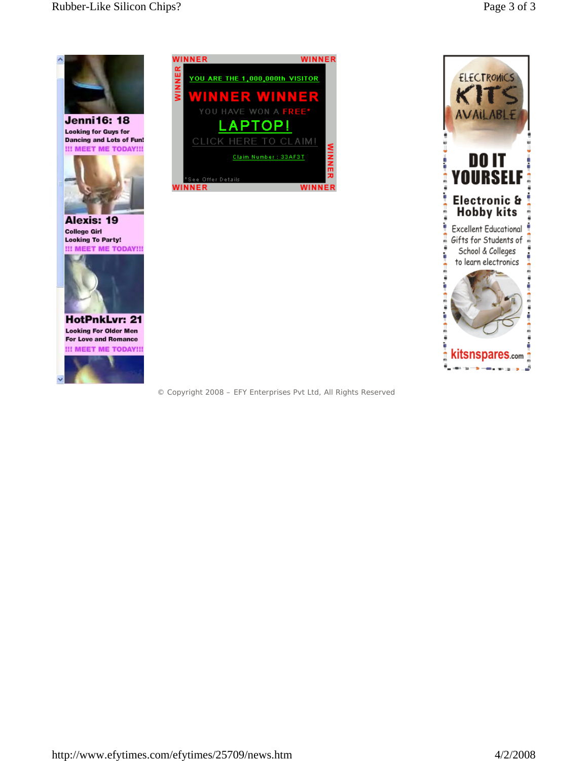Jenni16: 18
Looking for Guys for Dancing and Lots of Fun!
!!! MEET ME TODAY!!!

Alexis: 19
College Girl
Looking To Party!
!!! MEET ME TODAY!!!

HotPnkLvr: 21
Looking For Older Men
For Love and Romance
!!! MEET ME TODAY!!!

WINNER WINNER
YOU ARE THE 1,000,000th VISITOR
WINNER WINNER
YOU HAVE WON A FREE*
LAPTOP!
CLICK HERE TO CLAIM!
Claim Number : 33AF3T
*See Offer Details
WINNER WINNER

ELECTRONICS KITS AVAILABLE
DO IT YOURSELF
Electronic & Hobby kits
Excellent Educational Gifts for Students of School & Colleges to learn electronics
kitsnspares.com

© Copyright 2008 – EFY Enterprises Pvt Ltd, All Rights Reserved